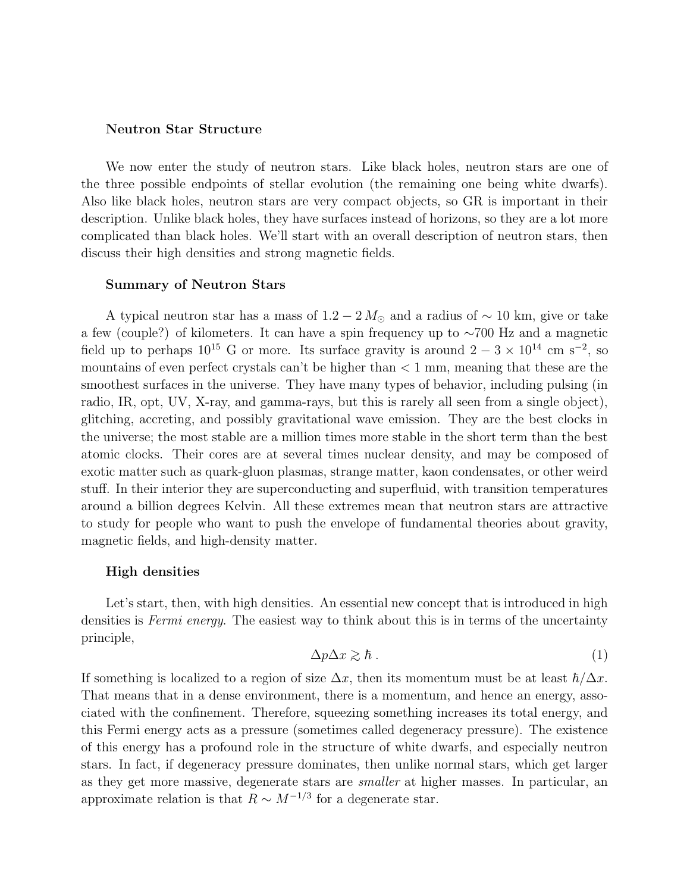## Neutron Star Structure

We now enter the study of neutron stars. Like black holes, neutron stars are one of the three possible endpoints of stellar evolution (the remaining one being white dwarfs). Also like black holes, neutron stars are very compact objects, so GR is important in their description. Unlike black holes, they have surfaces instead of horizons, so they are a lot more complicated than black holes. We'll start with an overall description of neutron stars, then discuss their high densities and strong magnetic fields.

### Summary of Neutron Stars

A typical neutron star has a mass of $1.2-2\,M_\odot$ and a radius of $\sim 10$ km, give or take a few (couple?) of kilometers. It can have a spin frequency up to $\sim$700 Hz and a magnetic field up to perhaps $10^{15}$ G or more. Its surface gravity is around $2-3\times10^{14}$ cm s$^{-2}$, so mountains of even perfect crystals can't be higher than $<1$ mm, meaning that these are the smoothest surfaces in the universe. They have many types of behavior, including pulsing (in radio, IR, opt, UV, X-ray, and gamma-rays, but this is rarely all seen from a single object), glitching, accreting, and possibly gravitational wave emission. They are the best clocks in the universe; the most stable are a million times more stable in the short term than the best atomic clocks. Their cores are at several times nuclear density, and may be composed of exotic matter such as quark-gluon plasmas, strange matter, kaon condensates, or other weird stuff. In their interior they are superconducting and superfluid, with transition temperatures around a billion degrees Kelvin. All these extremes mean that neutron stars are attractive to study for people who want to push the envelope of fundamental theories about gravity, magnetic fields, and high-density matter.

### High densities

Let's start, then, with high densities. An essential new concept that is introduced in high densities is *Fermi energy*. The easiest way to think about this is in terms of the uncertainty principle,

$$\Delta p \Delta x \gtrsim \hbar \, . \tag{1}$$

If something is localized to a region of size $\Delta x$, then its momentum must be at least $\hbar/\Delta x$. That means that in a dense environment, there is a momentum, and hence an energy, associated with the confinement. Therefore, squeezing something increases its total energy, and this Fermi energy acts as a pressure (sometimes called degeneracy pressure). The existence of this energy has a profound role in the structure of white dwarfs, and especially neutron stars. In fact, if degeneracy pressure dominates, then unlike normal stars, which get larger as they get more massive, degenerate stars are *smaller* at higher masses. In particular, an approximate relation is that $R \sim M^{-1/3}$ for a degenerate star.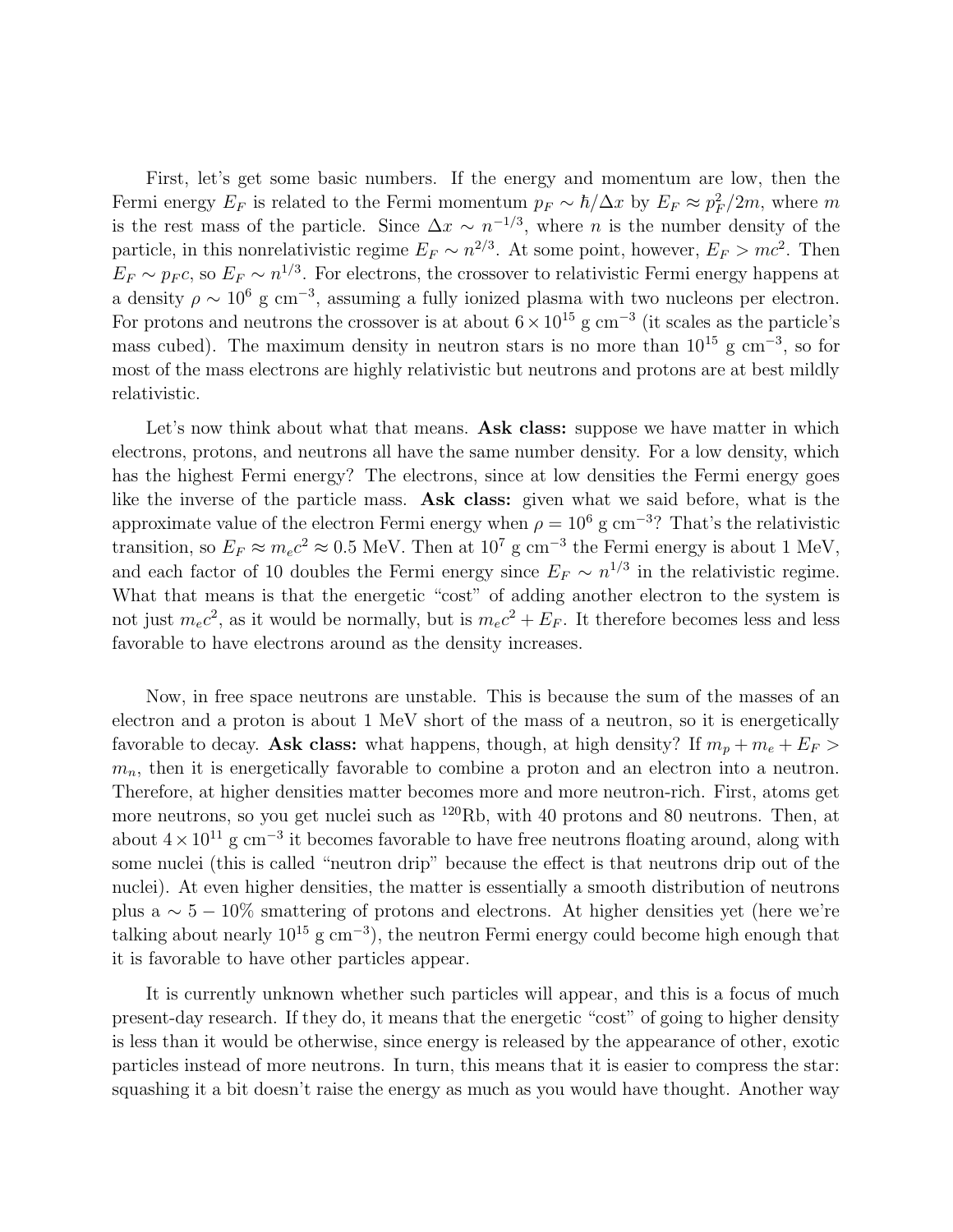First, let's get some basic numbers. If the energy and momentum are low, then the Fermi energy $E_F$ is related to the Fermi momentum $p_F \sim \hbar/\Delta x$ by $E_F \approx p_F^2/2m$, where $m$ is the rest mass of the particle. Since $\Delta x \sim n^{-1/3}$, where $n$ is the number density of the particle, in this nonrelativistic regime $E_F \sim n^{2/3}$. At some point, however, $E_F > mc^2$. Then $E_F \sim p_F c$, so $E_F \sim n^{1/3}$. For electrons, the crossover to relativistic Fermi energy happens at a density $\rho \sim 10^6$ g cm$^{-3}$, assuming a fully ionized plasma with two nucleons per electron. For protons and neutrons the crossover is at about $6 \times 10^{15}$ g cm$^{-3}$ (it scales as the particle's mass cubed). The maximum density in neutron stars is no more than $10^{15}$ g cm$^{-3}$, so for most of the mass electrons are highly relativistic but neutrons and protons are at best mildly relativistic.

Let's now think about what that means. **Ask class:** suppose we have matter in which electrons, protons, and neutrons all have the same number density. For a low density, which has the highest Fermi energy? The electrons, since at low densities the Fermi energy goes like the inverse of the particle mass. **Ask class:** given what we said before, what is the approximate value of the electron Fermi energy when $\rho = 10^6$ g cm$^{-3}$? That's the relativistic transition, so $E_F \approx m_e c^2 \approx 0.5$ MeV. Then at $10^7$ g cm$^{-3}$ the Fermi energy is about 1 MeV, and each factor of 10 doubles the Fermi energy since $E_F \sim n^{1/3}$ in the relativistic regime. What that means is that the energetic "cost" of adding another electron to the system is not just $m_e c^2$, as it would be normally, but is $m_e c^2 + E_F$. It therefore becomes less and less favorable to have electrons around as the density increases.

Now, in free space neutrons are unstable. This is because the sum of the masses of an electron and a proton is about 1 MeV short of the mass of a neutron, so it is energetically favorable to decay. **Ask class:** what happens, though, at high density? If $m_p + m_e + E_F > m_n$, then it is energetically favorable to combine a proton and an electron into a neutron. Therefore, at higher densities matter becomes more and more neutron-rich. First, atoms get more neutrons, so you get nuclei such as $^{120}$Rb, with 40 protons and 80 neutrons. Then, at about $4 \times 10^{11}$ g cm$^{-3}$ it becomes favorable to have free neutrons floating around, along with some nuclei (this is called "neutron drip" because the effect is that neutrons drip out of the nuclei). At even higher densities, the matter is essentially a smooth distribution of neutrons plus a $\sim 5-10\%$ smattering of protons and electrons. At higher densities yet (here we're talking about nearly $10^{15}$ g cm$^{-3}$), the neutron Fermi energy could become high enough that it is favorable to have other particles appear.

It is currently unknown whether such particles will appear, and this is a focus of much present-day research. If they do, it means that the energetic "cost" of going to higher density is less than it would be otherwise, since energy is released by the appearance of other, exotic particles instead of more neutrons. In turn, this means that it is easier to compress the star: squashing it a bit doesn't raise the energy as much as you would have thought. Another way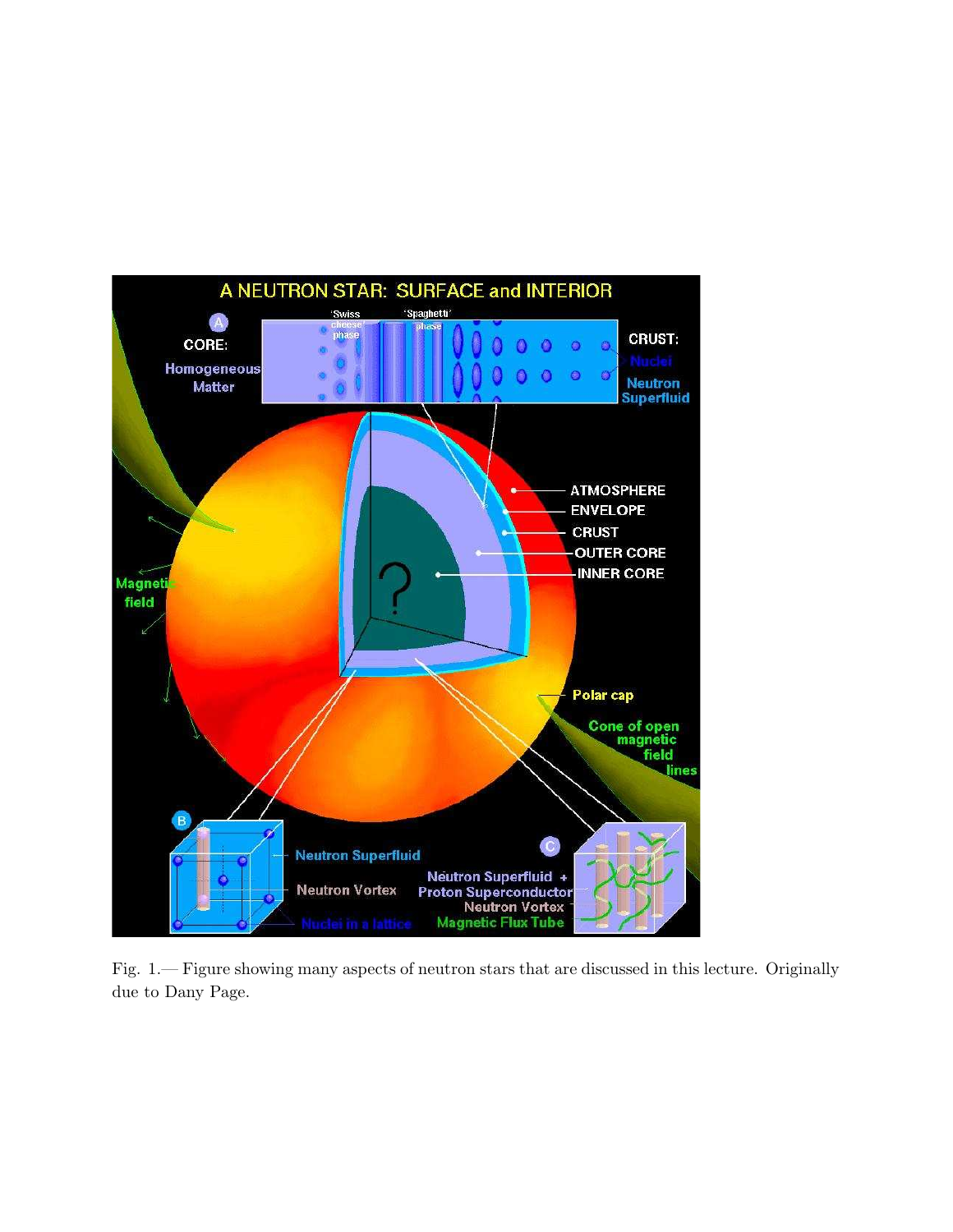Fig. 1.— Figure showing many aspects of neutron stars that are discussed in this lecture. Originally due to Dany Page.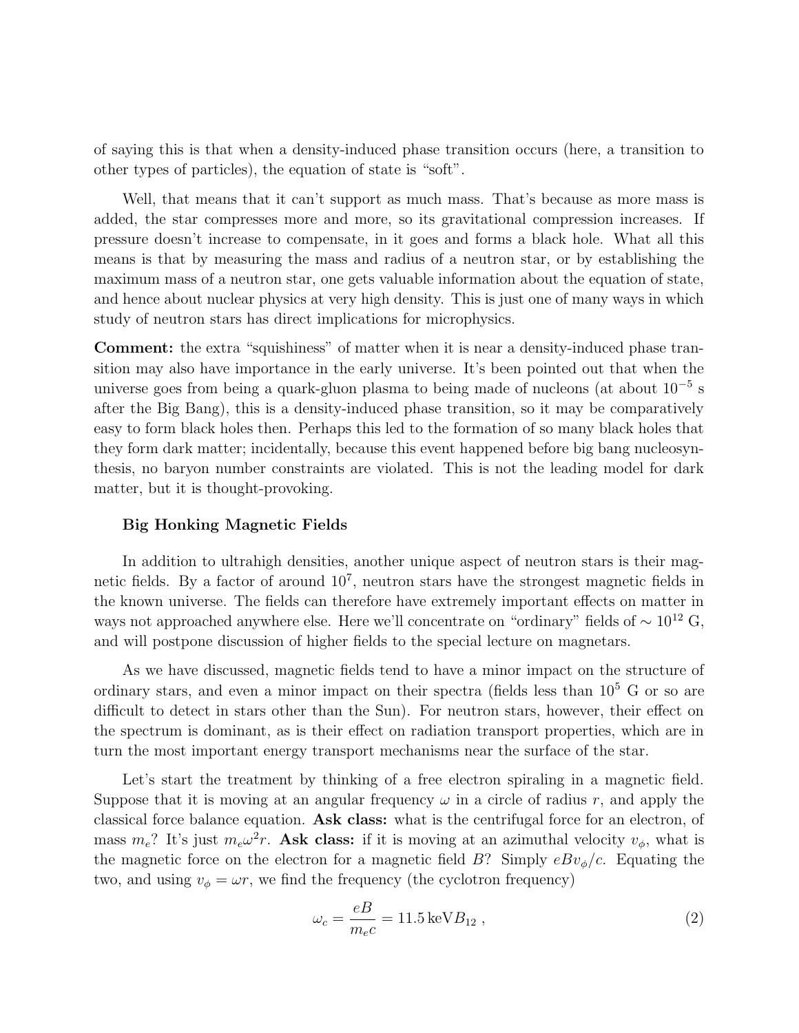of saying this is that when a density-induced phase transition occurs (here, a transition to other types of particles), the equation of state is "soft".

Well, that means that it can't support as much mass. That's because as more mass is added, the star compresses more and more, so its gravitational compression increases. If pressure doesn't increase to compensate, in it goes and forms a black hole. What all this means is that by measuring the mass and radius of a neutron star, or by establishing the maximum mass of a neutron star, one gets valuable information about the equation of state, and hence about nuclear physics at very high density. This is just one of many ways in which study of neutron stars has direct implications for microphysics.

**Comment:** the extra "squishiness" of matter when it is near a density-induced phase transition may also have importance in the early universe. It's been pointed out that when the universe goes from being a quark-gluon plasma to being made of nucleons (at about $10^{-5}$ s after the Big Bang), this is a density-induced phase transition, so it may be comparatively easy to form black holes then. Perhaps this led to the formation of so many black holes that they form dark matter; incidentally, because this event happened before big bang nucleosynthesis, no baryon number constraints are violated. This is not the leading model for dark matter, but it is thought-provoking.

### Big Honking Magnetic Fields

In addition to ultrahigh densities, another unique aspect of neutron stars is their magnetic fields. By a factor of around $10^7$, neutron stars have the strongest magnetic fields in the known universe. The fields can therefore have extremely important effects on matter in ways not approached anywhere else. Here we'll concentrate on "ordinary" fields of $\sim 10^{12}$ G, and will postpone discussion of higher fields to the special lecture on magnetars.

As we have discussed, magnetic fields tend to have a minor impact on the structure of ordinary stars, and even a minor impact on their spectra (fields less than $10^5$ G or so are difficult to detect in stars other than the Sun). For neutron stars, however, their effect on the spectrum is dominant, as is their effect on radiation transport properties, which are in turn the most important energy transport mechanisms near the surface of the star.

Let's start the treatment by thinking of a free electron spiraling in a magnetic field. Suppose that it is moving at an angular frequency $\omega$ in a circle of radius $r$, and apply the classical force balance equation. **Ask class:** what is the centrifugal force for an electron, of mass $m_e$? It's just $m_e\omega^2 r$. **Ask class:** if it is moving at an azimuthal velocity $v_\phi$, what is the magnetic force on the electron for a magnetic field $B$? Simply $eBv_\phi/c$. Equating the two, and using $v_\phi = \omega r$, we find the frequency (the cyclotron frequency)

$$\omega_c = \frac{eB}{m_e c} = 11.5\,\mathrm{keV} B_{12}\,, \tag{2}$$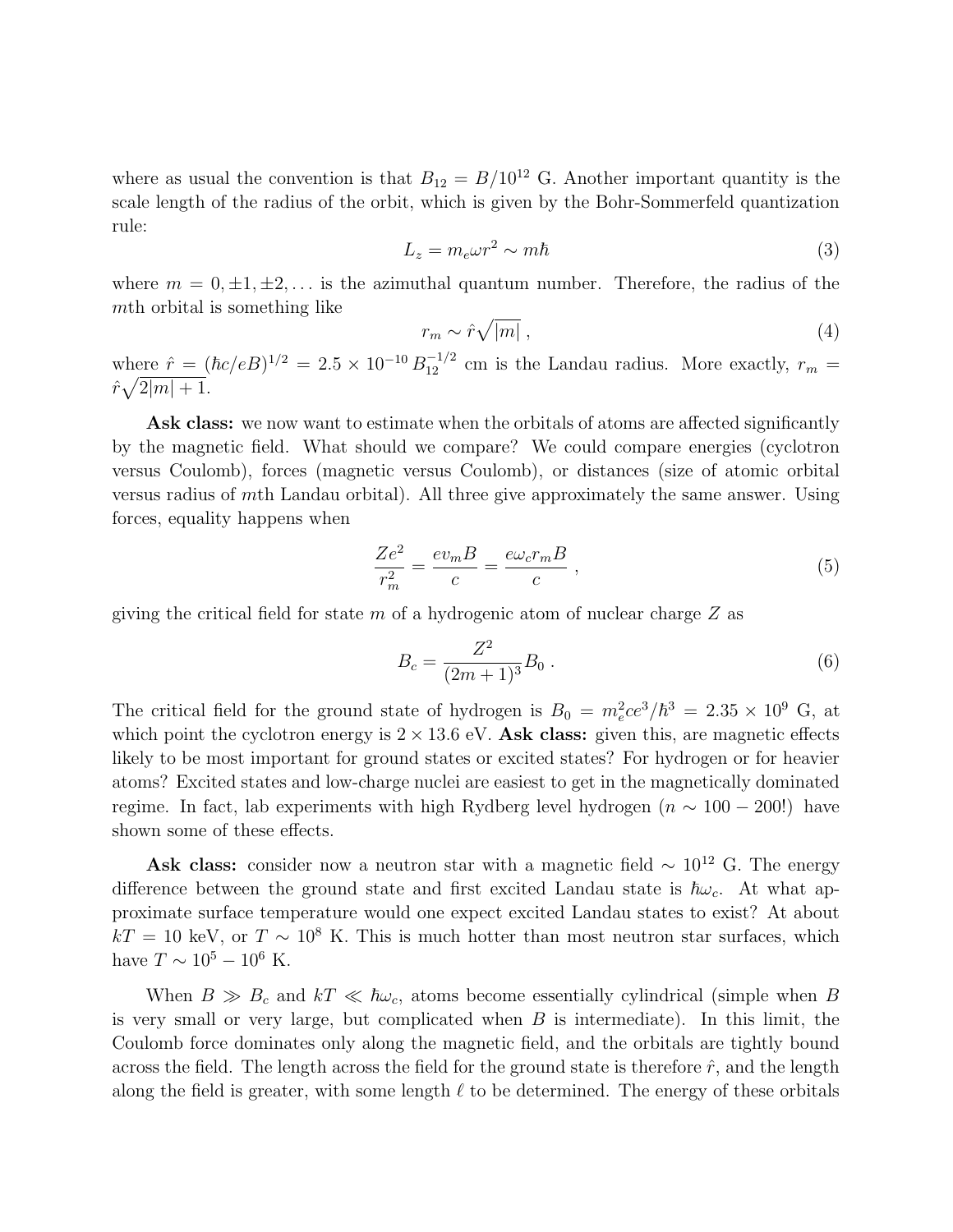where as usual the convention is that $B_{12} = B/10^{12}$ G. Another important quantity is the scale length of the radius of the orbit, which is given by the Bohr-Sommerfeld quantization rule:

$$L_z = m_e \omega r^2 \sim m\hbar \tag{3}$$

where $m = 0, \pm 1, \pm 2, \ldots$ is the azimuthal quantum number. Therefore, the radius of the $m$th orbital is something like

$$r_m \sim \hat{r}\sqrt{|m|}\ , \tag{4}$$

where $\hat{r} = (\hbar c/eB)^{1/2} = 2.5 \times 10^{-10}\, B_{12}^{-1/2}$ cm is the Landau radius. More exactly, $r_m = \hat{r}\sqrt{2|m|+1}$.

**Ask class:** we now want to estimate when the orbitals of atoms are affected significantly by the magnetic field. What should we compare? We could compare energies (cyclotron versus Coulomb), forces (magnetic versus Coulomb), or distances (size of atomic orbital versus radius of $m$th Landau orbital). All three give approximately the same answer. Using forces, equality happens when

$$\frac{Ze^2}{r_m^2} = \frac{ev_m B}{c} = \frac{e\omega_c r_m B}{c}\ , \tag{5}$$

giving the critical field for state $m$ of a hydrogenic atom of nuclear charge $Z$ as

$$B_c = \frac{Z^2}{(2m+1)^3} B_0\ . \tag{6}$$

The critical field for the ground state of hydrogen is $B_0 = m_e^2 c e^3/\hbar^3 = 2.35 \times 10^9$ G, at which point the cyclotron energy is $2 \times 13.6$ eV. **Ask class:** given this, are magnetic effects likely to be most important for ground states or excited states? For hydrogen or for heavier atoms? Excited states and low-charge nuclei are easiest to get in the magnetically dominated regime. In fact, lab experiments with high Rydberg level hydrogen ($n \sim 100 - 200$!) have shown some of these effects.

**Ask class:** consider now a neutron star with a magnetic field $\sim 10^{12}$ G. The energy difference between the ground state and first excited Landau state is $\hbar\omega_c$. At what approximate surface temperature would one expect excited Landau states to exist? At about $kT = 10$ keV, or $T \sim 10^8$ K. This is much hotter than most neutron star surfaces, which have $T \sim 10^5 - 10^6$ K.

When $B \gg B_c$ and $kT \ll \hbar\omega_c$, atoms become essentially cylindrical (simple when $B$ is very small or very large, but complicated when $B$ is intermediate). In this limit, the Coulomb force dominates only along the magnetic field, and the orbitals are tightly bound across the field. The length across the field for the ground state is therefore $\hat{r}$, and the length along the field is greater, with some length $\ell$ to be determined. The energy of these orbitals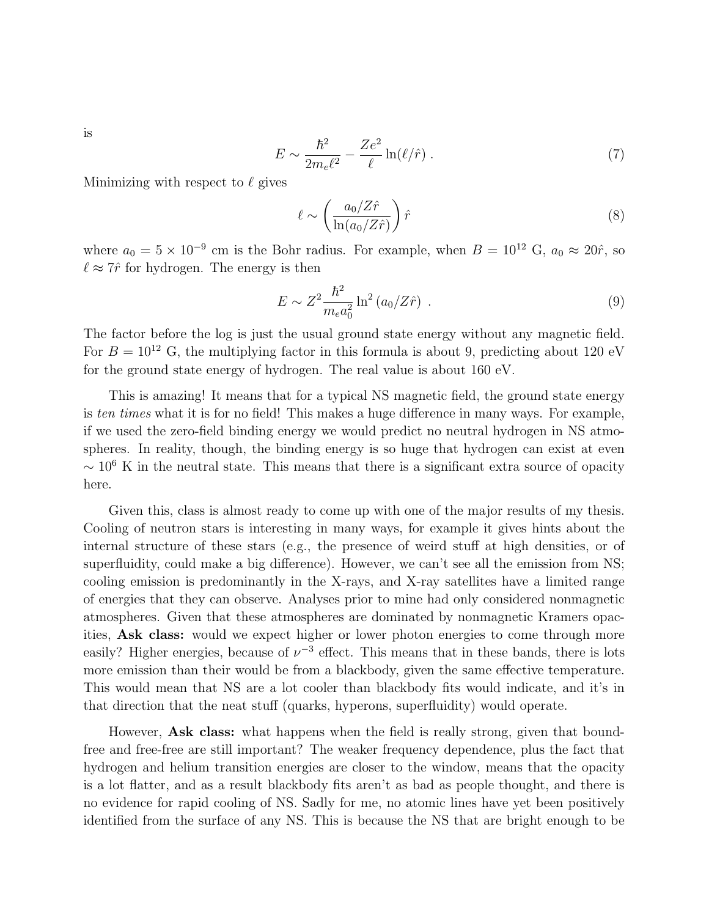is

$$E \sim \frac{\hbar^2}{2m_e\ell^2} - \frac{Ze^2}{\ell}\ln(\ell/\hat{r}) \ . \tag{7}$$

Minimizing with respect to $\ell$ gives

$$\ell \sim \left(\frac{a_0/Z\hat{r}}{\ln(a_0/Z\hat{r})}\right)\hat{r} \tag{8}$$

where $a_0 = 5 \times 10^{-9}$ cm is the Bohr radius. For example, when $B = 10^{12}$ G, $a_0 \approx 20\hat{r}$, so $\ell \approx 7\hat{r}$ for hydrogen. The energy is then

$$E \sim Z^2 \frac{\hbar^2}{m_e a_0^2} \ln^2(a_0/Z\hat{r}) \ . \tag{9}$$

The factor before the log is just the usual ground state energy without any magnetic field. For $B = 10^{12}$ G, the multiplying factor in this formula is about 9, predicting about 120 eV for the ground state energy of hydrogen. The real value is about 160 eV.

This is amazing! It means that for a typical NS magnetic field, the ground state energy is *ten times* what it is for no field! This makes a huge difference in many ways. For example, if we used the zero-field binding energy we would predict no neutral hydrogen in NS atmospheres. In reality, though, the binding energy is so huge that hydrogen can exist at even $\sim 10^6$ K in the neutral state. This means that there is a significant extra source of opacity here.

Given this, class is almost ready to come up with one of the major results of my thesis. Cooling of neutron stars is interesting in many ways, for example it gives hints about the internal structure of these stars (e.g., the presence of weird stuff at high densities, or of superfluidity, could make a big difference). However, we can't see all the emission from NS; cooling emission is predominantly in the X-rays, and X-ray satellites have a limited range of energies that they can observe. Analyses prior to mine had only considered nonmagnetic atmospheres. Given that these atmospheres are dominated by nonmagnetic Kramers opacities, **Ask class:** would we expect higher or lower photon energies to come through more easily? Higher energies, because of $\nu^{-3}$ effect. This means that in these bands, there is lots more emission than their would be from a blackbody, given the same effective temperature. This would mean that NS are a lot cooler than blackbody fits would indicate, and it's in that direction that the neat stuff (quarks, hyperons, superfluidity) would operate.

However, **Ask class:** what happens when the field is really strong, given that bound-free and free-free are still important? The weaker frequency dependence, plus the fact that hydrogen and helium transition energies are closer to the window, means that the opacity is a lot flatter, and as a result blackbody fits aren't as bad as people thought, and there is no evidence for rapid cooling of NS. Sadly for me, no atomic lines have yet been positively identified from the surface of any NS. This is because the NS that are bright enough to be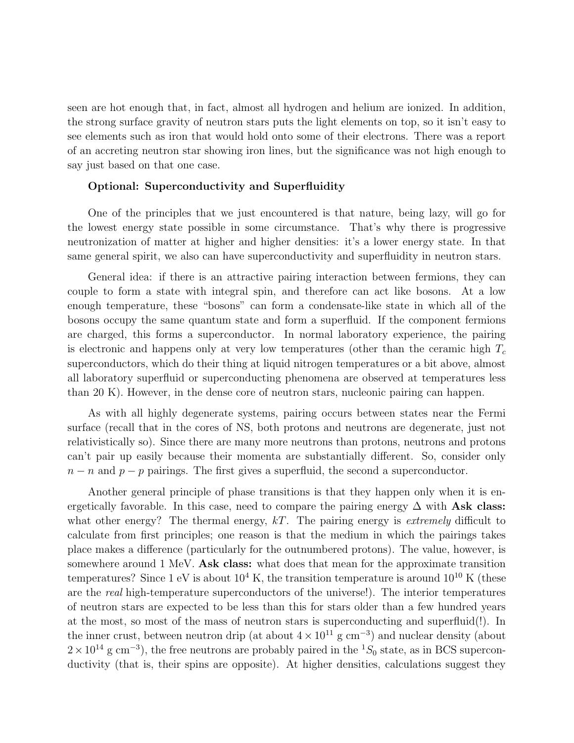seen are hot enough that, in fact, almost all hydrogen and helium are ionized. In addition, the strong surface gravity of neutron stars puts the light elements on top, so it isn't easy to see elements such as iron that would hold onto some of their electrons. There was a report of an accreting neutron star showing iron lines, but the significance was not high enough to say just based on that one case.

### Optional: Superconductivity and Superfluidity

One of the principles that we just encountered is that nature, being lazy, will go for the lowest energy state possible in some circumstance. That's why there is progressive neutronization of matter at higher and higher densities: it's a lower energy state. In that same general spirit, we also can have superconductivity and superfluidity in neutron stars.

General idea: if there is an attractive pairing interaction between fermions, they can couple to form a state with integral spin, and therefore can act like bosons. At a low enough temperature, these "bosons" can form a condensate-like state in which all of the bosons occupy the same quantum state and form a superfluid. If the component fermions are charged, this forms a superconductor. In normal laboratory experience, the pairing is electronic and happens only at very low temperatures (other than the ceramic high $T_c$ superconductors, which do their thing at liquid nitrogen temperatures or a bit above, almost all laboratory superfluid or superconducting phenomena are observed at temperatures less than 20 K). However, in the dense core of neutron stars, nucleonic pairing can happen.

As with all highly degenerate systems, pairing occurs between states near the Fermi surface (recall that in the cores of NS, both protons and neutrons are degenerate, just not relativistically so). Since there are many more neutrons than protons, neutrons and protons can't pair up easily because their momenta are substantially different. So, consider only $n-n$ and $p-p$ pairings. The first gives a superfluid, the second a superconductor.

Another general principle of phase transitions is that they happen only when it is energetically favorable. In this case, need to compare the pairing energy $\Delta$ with **Ask class:** what other energy? The thermal energy, $kT$. The pairing energy is *extremely* difficult to calculate from first principles; one reason is that the medium in which the pairings takes place makes a difference (particularly for the outnumbered protons). The value, however, is somewhere around 1 MeV. **Ask class:** what does that mean for the approximate transition temperatures? Since 1 eV is about $10^4$ K, the transition temperature is around $10^{10}$ K (these are the *real* high-temperature superconductors of the universe!). The interior temperatures of neutron stars are expected to be less than this for stars older than a few hundred years at the most, so most of the mass of neutron stars is superconducting and superfluid(!). In the inner crust, between neutron drip (at about $4\times10^{11}$ g cm$^{-3}$) and nuclear density (about $2\times10^{14}$ g cm$^{-3}$), the free neutrons are probably paired in the $^1S_0$ state, as in BCS superconductivity (that is, their spins are opposite). At higher densities, calculations suggest they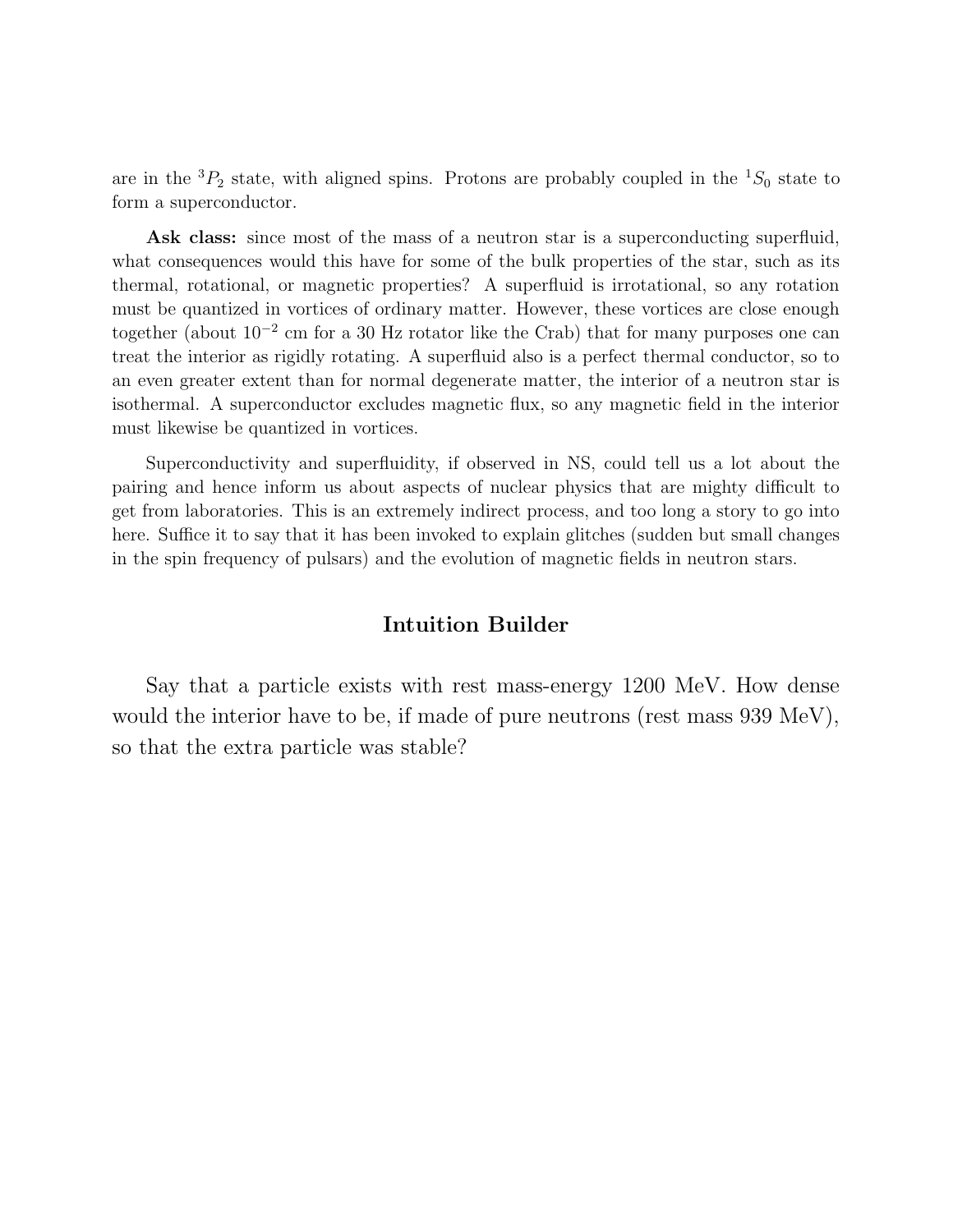are in the $^3P_2$ state, with aligned spins. Protons are probably coupled in the $^1S_0$ state to form a superconductor.

**Ask class:** since most of the mass of a neutron star is a superconducting superfluid, what consequences would this have for some of the bulk properties of the star, such as its thermal, rotational, or magnetic properties? A superfluid is irrotational, so any rotation must be quantized in vortices of ordinary matter. However, these vortices are close enough together (about $10^{-2}$ cm for a 30 Hz rotator like the Crab) that for many purposes one can treat the interior as rigidly rotating. A superfluid also is a perfect thermal conductor, so to an even greater extent than for normal degenerate matter, the interior of a neutron star is isothermal. A superconductor excludes magnetic flux, so any magnetic field in the interior must likewise be quantized in vortices.

Superconductivity and superfluidity, if observed in NS, could tell us a lot about the pairing and hence inform us about aspects of nuclear physics that are mighty difficult to get from laboratories. This is an extremely indirect process, and too long a story to go into here. Suffice it to say that it has been invoked to explain glitches (sudden but small changes in the spin frequency of pulsars) and the evolution of magnetic fields in neutron stars.

## Intuition Builder

Say that a particle exists with rest mass-energy 1200 MeV. How dense would the interior have to be, if made of pure neutrons (rest mass 939 MeV), so that the extra particle was stable?